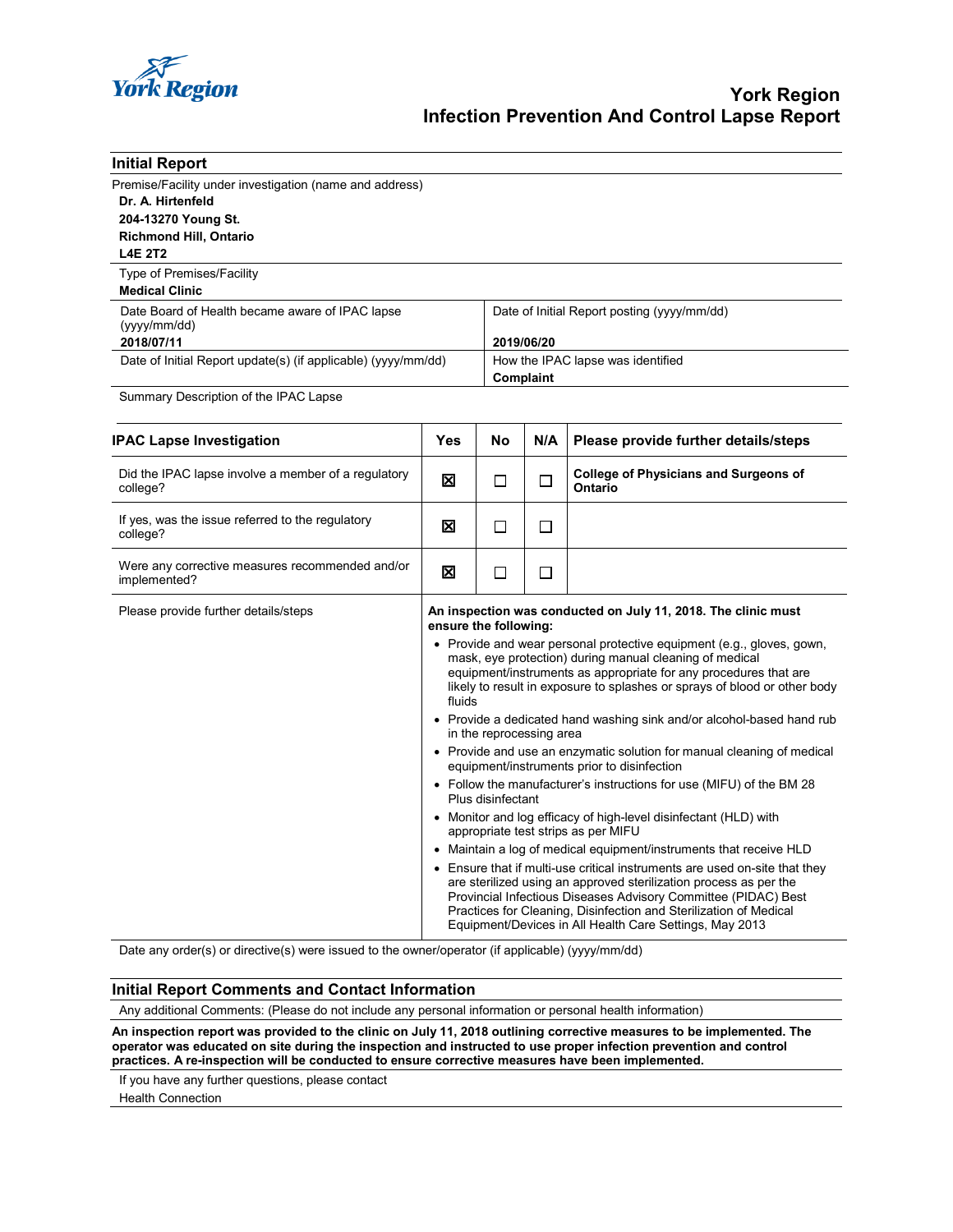# York Region
# Infection Prevention And Control Lapse Report

## Initial Report

Premise/Facility under investigation (name and address)

**Dr. A. Hirtenfeld**
**204-13270 Young St.**
**Richmond Hill, Ontario**
**L4E 2T2**

Type of Premises/Facility
**Medical Clinic**

| Date Board of Health became aware of IPAC lapse (yyyy/mm/dd) | Date of Initial Report posting (yyyy/mm/dd) |
|---|---|
| **2018/07/11** | **2019/06/20** |
| Date of Initial Report update(s) (if applicable) (yyyy/mm/dd) | How the IPAC lapse was identified |
| | **Complaint** |

Summary Description of the IPAC Lapse

| IPAC Lapse Investigation | Yes | No | N/A | Please provide further details/steps |
|---|---|---|---|---|
| Did the IPAC lapse involve a member of a regulatory college? | ☒ | ☐ | ☐ | **College of Physicians and Surgeons of Ontario** |
| If yes, was the issue referred to the regulatory college? | ☒ | ☐ | ☐ | |
| Were any corrective measures recommended and/or implemented? | ☒ | ☐ | ☐ | |

Please provide further details/steps

**An inspection was conducted on July 11, 2018. The clinic must ensure the following:**

- Provide and wear personal protective equipment (e.g., gloves, gown, mask, eye protection) during manual cleaning of medical equipment/instruments as appropriate for any procedures that are likely to result in exposure to splashes or sprays of blood or other body fluids
- Provide a dedicated hand washing sink and/or alcohol-based hand rub in the reprocessing area
- Provide and use an enzymatic solution for manual cleaning of medical equipment/instruments prior to disinfection
- Follow the manufacturer's instructions for use (MIFU) of the BM 28 Plus disinfectant
- Monitor and log efficacy of high-level disinfectant (HLD) with appropriate test strips as per MIFU
- Maintain a log of medical equipment/instruments that receive HLD
- Ensure that if multi-use critical instruments are used on-site that they are sterilized using an approved sterilization process as per the Provincial Infectious Diseases Advisory Committee (PIDAC) Best Practices for Cleaning, Disinfection and Sterilization of Medical Equipment/Devices in All Health Care Settings, May 2013

Date any order(s) or directive(s) were issued to the owner/operator (if applicable) (yyyy/mm/dd)

## Initial Report Comments and Contact Information

Any additional Comments: (Please do not include any personal information or personal health information)

**An inspection report was provided to the clinic on July 11, 2018 outlining corrective measures to be implemented. The operator was educated on site during the inspection and instructed to use proper infection prevention and control practices. A re-inspection will be conducted to ensure corrective measures have been implemented.**

If you have any further questions, please contact
Health Connection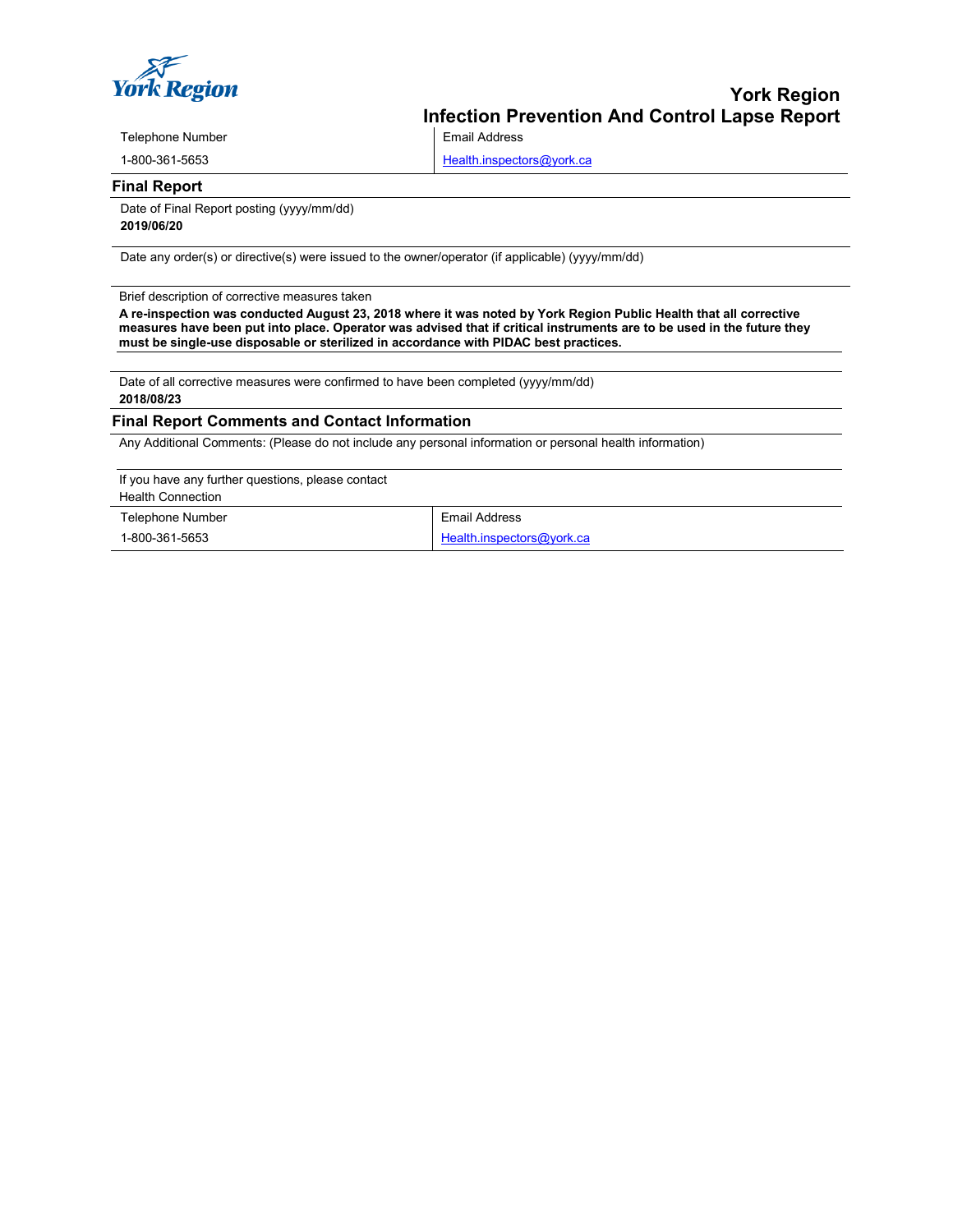# York Region
# Infection Prevention And Control Lapse Report

| Telephone Number | Email Address |
|---|---|
| 1-800-361-5653 | Health.inspectors@york.ca |

## Final Report

Date of Final Report posting (yyyy/mm/dd)
**2019/06/20**

Date any order(s) or directive(s) were issued to the owner/operator (if applicable) (yyyy/mm/dd)

Brief description of corrective measures taken
**A re-inspection was conducted August 23, 2018 where it was noted by York Region Public Health that all corrective measures have been put into place. Operator was advised that if critical instruments are to be used in the future they must be single-use disposable or sterilized in accordance with PIDAC best practices.**

Date of all corrective measures were confirmed to have been completed (yyyy/mm/dd)
**2018/08/23**

## Final Report Comments and Contact Information

Any Additional Comments: (Please do not include any personal information or personal health information)

If you have any further questions, please contact
Health Connection

| Telephone Number | Email Address |
|---|---|
| 1-800-361-5653 | Health.inspectors@york.ca |